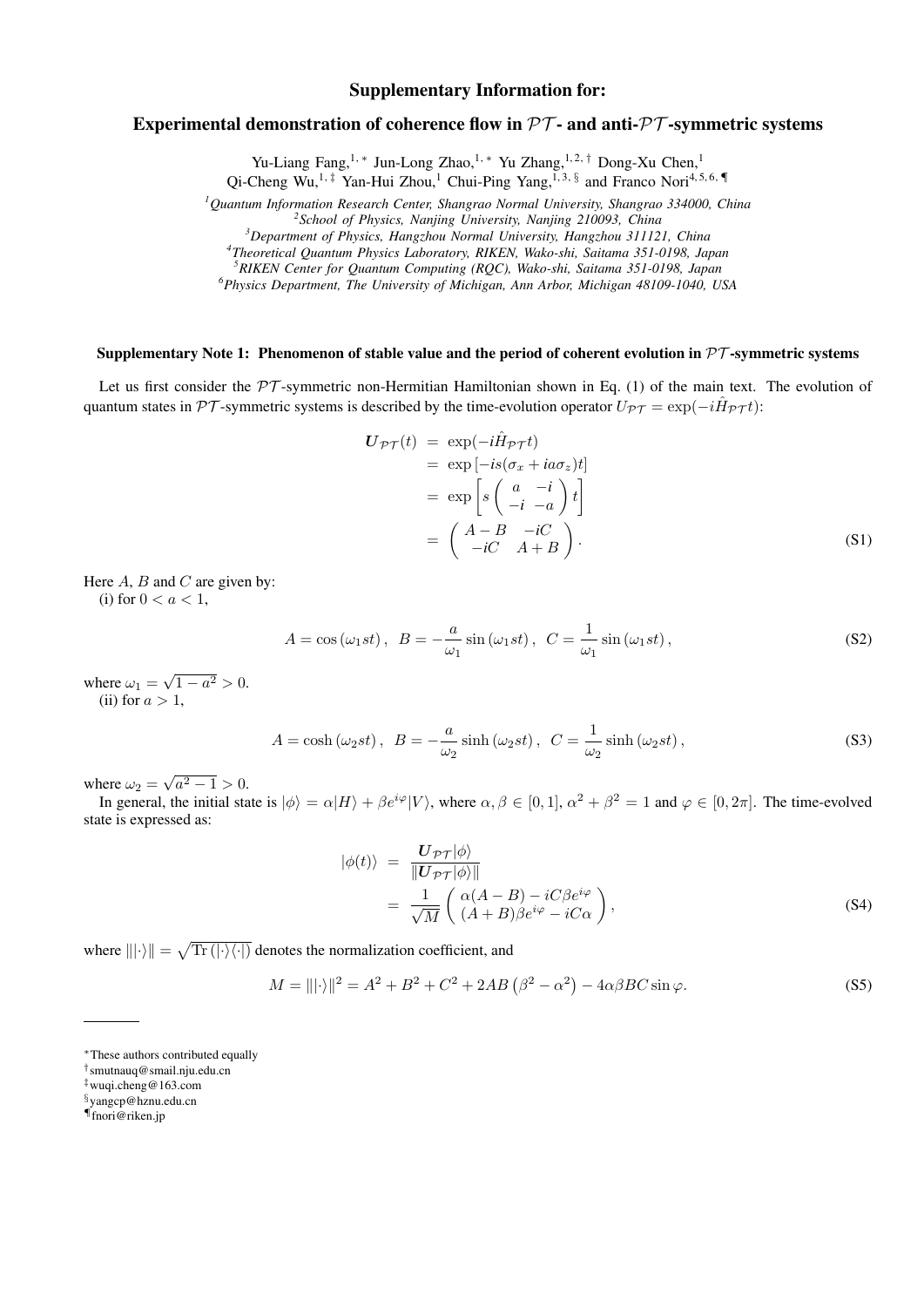# Supplementary Information for:

# Experimental demonstration of coherence flow in $\mathcal{PT}$- and anti-$\mathcal{PT}$-symmetric systems

Yu-Liang Fang,[1,*] Jun-Long Zhao,[1,*] Yu Zhang,[1,2,†] Dong-Xu Chen,[1] Qi-Cheng Wu,[1,‡] Yan-Hui Zhou,[1] Chui-Ping Yang,[1,3,§] and Franco Nori[4,5,6,¶]

[1] Quantum Information Research Center, Shangrao Normal University, Shangrao 334000, China
[2] School of Physics, Nanjing University, Nanjing 210093, China
[3] Department of Physics, Hangzhou Normal University, Hangzhou 311121, China
[4] Theoretical Quantum Physics Laboratory, RIKEN, Wako-shi, Saitama 351-0198, Japan
[5] RIKEN Center for Quantum Computing (RQC), Wako-shi, Saitama 351-0198, Japan
[6] Physics Department, The University of Michigan, Ann Arbor, Michigan 48109-1040, USA

### Supplementary Note 1: Phenomenon of stable value and the period of coherent evolution in $\mathcal{PT}$-symmetric systems

Let us first consider the $\mathcal{PT}$-symmetric non-Hermitian Hamiltonian shown in Eq. (1) of the main text. The evolution of quantum states in $\mathcal{PT}$-symmetric systems is described by the time-evolution operator $U_{\mathcal{PT}} = \exp(-i\hat{H}_{\mathcal{PT}}t)$:

$$
\begin{aligned}
\boldsymbol{U}_{\mathcal{PT}}(t) &= \exp(-i\hat{H}_{\mathcal{PT}}t) \\
&= \exp\left[-is(\sigma_x + ia\sigma_z)t\right] \\
&= \exp\left[s\begin{pmatrix} a & -i \\ -i & -a \end{pmatrix}t\right] \\
&= \begin{pmatrix} A-B & -iC \\ -iC & A+B \end{pmatrix}.
\end{aligned}
\tag{S1}
$$

Here $A$, $B$ and $C$ are given by:
(i) for $0 < a < 1$,

$$
A = \cos(\omega_1 st), \quad B = -\frac{a}{\omega_1}\sin(\omega_1 st), \quad C = \frac{1}{\omega_1}\sin(\omega_1 st), \tag{S2}
$$

where $\omega_1 = \sqrt{1-a^2} > 0$.
(ii) for $a > 1$,

$$
A = \cosh(\omega_2 st), \quad B = -\frac{a}{\omega_2}\sinh(\omega_2 st), \quad C = \frac{1}{\omega_2}\sinh(\omega_2 st), \tag{S3}
$$

where $\omega_2 = \sqrt{a^2-1} > 0$.

In general, the initial state is $|\phi\rangle = \alpha|H\rangle + \beta e^{i\varphi}|V\rangle$, where $\alpha, \beta \in [0,1]$, $\alpha^2 + \beta^2 = 1$ and $\varphi \in [0, 2\pi]$. The time-evolved state is expressed as:

$$
\begin{aligned}
|\phi(t)\rangle &= \frac{\boldsymbol{U}_{\mathcal{PT}}|\phi\rangle}{\|\boldsymbol{U}_{\mathcal{PT}}|\phi\rangle\|} \\
&= \frac{1}{\sqrt{M}}\begin{pmatrix} \alpha(A-B) - iC\beta e^{i\varphi} \\ (A+B)\beta e^{i\varphi} - iC\alpha \end{pmatrix},
\end{aligned}
\tag{S4}
$$

where $\||\cdot\rangle\| = \sqrt{\mathrm{Tr}\left(|\cdot\rangle\langle\cdot|\right)}$ denotes the normalization coefficient, and

$$
M = \||\cdot\rangle\|^2 = A^2 + B^2 + C^2 + 2AB\left(\beta^2 - \alpha^2\right) - 4\alpha\beta BC\sin\varphi. \tag{S5}
$$

---

*These authors contributed equally
†smutnauq@smail.nju.edu.cn
‡wuqi.cheng@163.com
§yangcp@hznu.edu.cn
¶fnori@riken.jp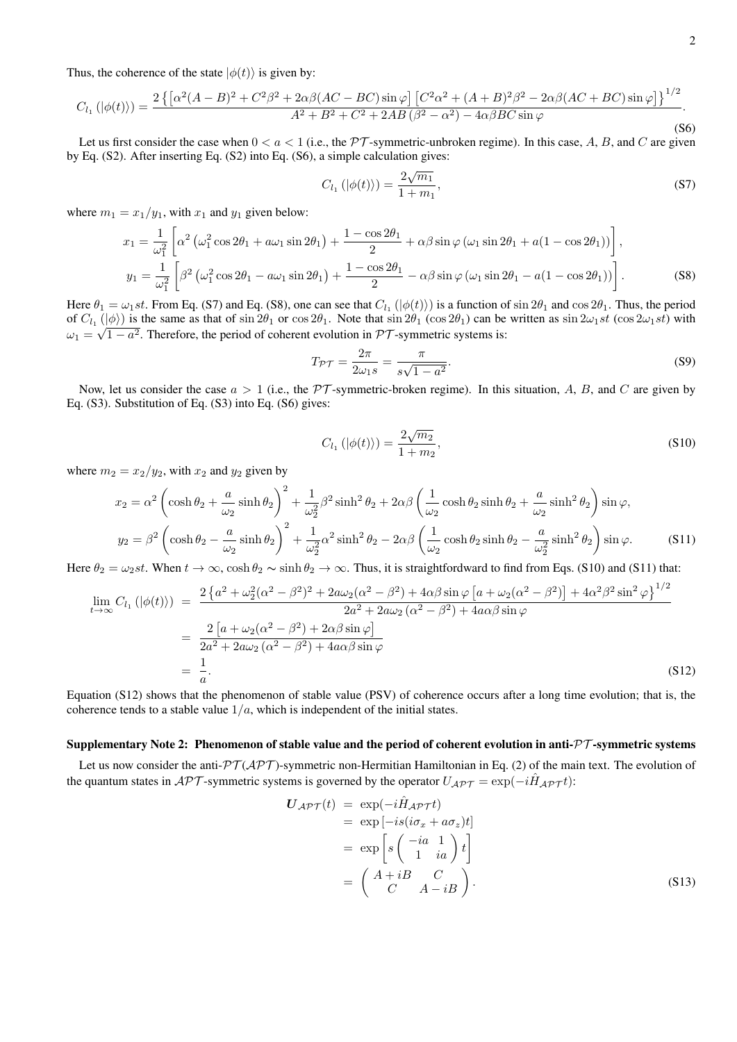Thus, the coherence of the state $|\phi(t)\rangle$ is given by:

$$C_{l_1}(|\phi(t)\rangle) = \frac{2\left\{\left[\alpha^2(A-B)^2 + C^2\beta^2 + 2\alpha\beta(AC-BC)\sin\varphi\right]\left[C^2\alpha^2 + (A+B)^2\beta^2 - 2\alpha\beta(AC+BC)\sin\varphi\right]\right\}^{1/2}}{A^2+B^2+C^2+2AB\left(\beta^2-\alpha^2\right) - 4\alpha\beta BC\sin\varphi}. \tag{S6}$$

Let us first consider the case when $0 < a < 1$ (i.e., the $\mathcal{PT}$-symmetric-unbroken regime). In this case, $A$, $B$, and $C$ are given by Eq. (S2). After inserting Eq. (S2) into Eq. (S6), a simple calculation gives:

$$C_{l_1}(|\phi(t)\rangle) = \frac{2\sqrt{m_1}}{1+m_1}, \tag{S7}$$

where $m_1 = x_1/y_1$, with $x_1$ and $y_1$ given below:

$$\begin{aligned}
x_1 &= \frac{1}{\omega_1^2}\left[\alpha^2\left(\omega_1^2\cos 2\theta_1 + a\omega_1\sin 2\theta_1\right) + \frac{1-\cos 2\theta_1}{2} + \alpha\beta\sin\varphi\left(\omega_1\sin 2\theta_1 + a(1-\cos 2\theta_1)\right)\right], \\
y_1 &= \frac{1}{\omega_1^2}\left[\beta^2\left(\omega_1^2\cos 2\theta_1 - a\omega_1\sin 2\theta_1\right) + \frac{1-\cos 2\theta_1}{2} - \alpha\beta\sin\varphi\left(\omega_1\sin 2\theta_1 - a(1-\cos 2\theta_1)\right)\right].
\end{aligned} \tag{S8}$$

Here $\theta_1 = \omega_1 st$. From Eq. (S7) and Eq. (S8), one can see that $C_{l_1}(|\phi(t)\rangle)$ is a function of $\sin 2\theta_1$ and $\cos 2\theta_1$. Thus, the period of $C_{l_1}(|\phi\rangle)$ is the same as that of $\sin 2\theta_1$ or $\cos 2\theta_1$. Note that $\sin 2\theta_1$ ($\cos 2\theta_1$) can be written as $\sin 2\omega_1 st$ ($\cos 2\omega_1 st$) with $\omega_1 = \sqrt{1-a^2}$. Therefore, the period of coherent evolution in $\mathcal{PT}$-symmetric systems is:

$$T_{\mathcal{PT}} = \frac{2\pi}{2\omega_1 s} = \frac{\pi}{s\sqrt{1-a^2}}. \tag{S9}$$

Now, let us consider the case $a > 1$ (i.e., the $\mathcal{PT}$-symmetric-broken regime). In this situation, $A$, $B$, and $C$ are given by Eq. (S3). Substitution of Eq. (S3) into Eq. (S6) gives:

$$C_{l_1}(|\phi(t)\rangle) = \frac{2\sqrt{m_2}}{1+m_2}, \tag{S10}$$

where $m_2 = x_2/y_2$, with $x_2$ and $y_2$ given by

$$\begin{aligned}
x_2 &= \alpha^2\left(\cosh\theta_2 + \frac{a}{\omega_2}\sinh\theta_2\right)^2 + \frac{1}{\omega_2^2}\beta^2\sinh^2\theta_2 + 2\alpha\beta\left(\frac{1}{\omega_2}\cosh\theta_2\sinh\theta_2 + \frac{a}{\omega_2^2}\sinh^2\theta_2\right)\sin\varphi, \\
y_2 &= \beta^2\left(\cosh\theta_2 - \frac{a}{\omega_2}\sinh\theta_2\right)^2 + \frac{1}{\omega_2^2}\alpha^2\sinh^2\theta_2 - 2\alpha\beta\left(\frac{1}{\omega_2}\cosh\theta_2\sinh\theta_2 - \frac{a}{\omega_2^2}\sinh^2\theta_2\right)\sin\varphi.
\end{aligned} \tag{S11}$$

Here $\theta_2 = \omega_2 st$. When $t \to \infty$, $\cosh\theta_2 \sim \sinh\theta_2 \to \infty$. Thus, it is straightforward to find from Eqs. (S10) and (S11) that:

$$\begin{aligned}
\lim_{t\to\infty} C_{l_1}(|\phi(t)\rangle) &= \frac{2\left\{a^2 + \omega_2^2(\alpha^2-\beta^2)^2 + 2a\omega_2(\alpha^2-\beta^2) + 4\alpha\beta\sin\varphi\left[a + \omega_2(\alpha^2-\beta^2)\right] + 4\alpha^2\beta^2\sin^2\varphi\right\}^{1/2}}{2a^2 + 2a\omega_2\left(\alpha^2-\beta^2\right) + 4a\alpha\beta\sin\varphi} \\
&= \frac{2\left[a + \omega_2(\alpha^2-\beta^2) + 2\alpha\beta\sin\varphi\right]}{2a^2 + 2a\omega_2\left(\alpha^2-\beta^2\right) + 4a\alpha\beta\sin\varphi} \\
&= \frac{1}{a}.
\end{aligned} \tag{S12}$$

Equation (S12) shows that the phenomenon of stable value (PSV) of coherence occurs after a long time evolution; that is, the coherence tends to a stable value $1/a$, which is independent of the initial states.

## Supplementary Note 2: Phenomenon of stable value and the period of coherent evolution in anti-$\mathcal{PT}$-symmetric systems

Let us now consider the anti-$\mathcal{PT}$($\mathcal{APT}$)-symmetric non-Hermitian Hamiltonian in Eq. (2) of the main text. The evolution of the quantum states in $\mathcal{APT}$-symmetric systems is governed by the operator $U_{\mathcal{APT}} = \exp(-i\hat{H}_{\mathcal{APT}}t)$:

$$\begin{aligned}
\boldsymbol{U}_{\mathcal{APT}}(t) &= \exp(-i\hat{H}_{\mathcal{APT}}t) \\
&= \exp\left[-is(i\sigma_x + a\sigma_z)t\right] \\
&= \exp\left[s\begin{pmatrix} -ia & 1 \\ 1 & ia \end{pmatrix} t\right] \\
&= \begin{pmatrix} A+iB & C \\ C & A-iB \end{pmatrix}.
\end{aligned} \tag{S13}$$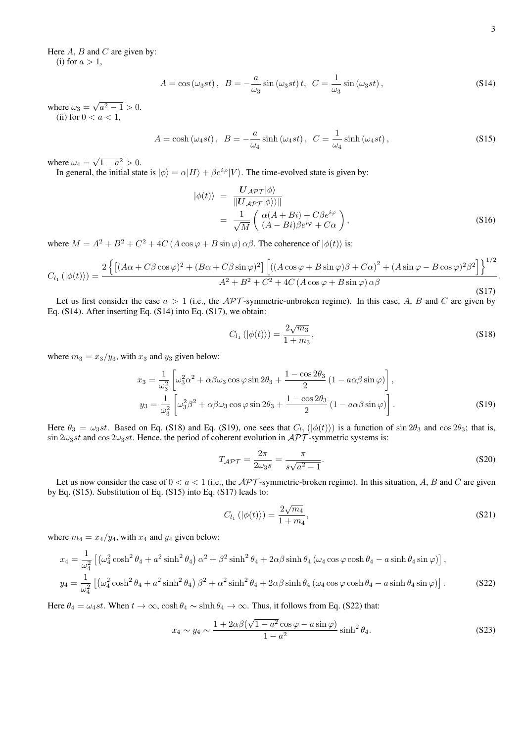Here $A$, $B$ and $C$ are given by:

(i) for $a > 1$,

$$A = \cos(\omega_3 st), \quad B = -\frac{a}{\omega_3}\sin(\omega_3 st)\, t, \quad C = \frac{1}{\omega_3}\sin(\omega_3 st), \tag{S14}$$

where $\omega_3 = \sqrt{a^2-1} > 0$.

(ii) for $0 < a < 1$,

$$A = \cosh(\omega_4 st), \quad B = -\frac{a}{\omega_4}\sinh(\omega_4 st), \quad C = \frac{1}{\omega_4}\sinh(\omega_4 st), \tag{S15}$$

where $\omega_4 = \sqrt{1-a^2} > 0$.

In general, the initial state is $|\phi\rangle = \alpha|H\rangle + \beta e^{i\varphi}|V\rangle$. The time-evolved state is given by:

$$\begin{aligned} |\phi(t)\rangle &= \frac{\boldsymbol{U}_{\mathcal{APT}}|\phi\rangle}{\|\boldsymbol{U}_{\mathcal{APT}}|\phi\rangle\|} \\ &= \frac{1}{\sqrt{M}}\begin{pmatrix} \alpha(A+Bi) + C\beta e^{i\varphi} \\ (A-Bi)\beta e^{i\varphi} + C\alpha \end{pmatrix}, \end{aligned} \tag{S16}$$

where $M = A^2 + B^2 + C^2 + 4C(A\cos\varphi + B\sin\varphi)\alpha\beta$. The coherence of $|\phi(t)\rangle$ is:

$$C_{l_1}(|\phi(t)\rangle) = \frac{2\left\{\left[(A\alpha + C\beta\cos\varphi)^2 + (B\alpha + C\beta\sin\varphi)^2\right]\left[\left((A\cos\varphi + B\sin\varphi)\beta + C\alpha\right)^2 + (A\sin\varphi - B\cos\varphi)^2\beta^2\right]\right\}^{1/2}}{A^2 + B^2 + C^2 + 4C(A\cos\varphi + B\sin\varphi)\alpha\beta}. \tag{S17}$$

Let us first consider the case $a > 1$ (i.e., the $\mathcal{APT}$-symmetric-unbroken regime). In this case, $A$, $B$ and $C$ are given by Eq. (S14). After inserting Eq. (S14) into Eq. (S17), we obtain:

$$C_{l_1}(|\phi(t)\rangle) = \frac{2\sqrt{m_3}}{1+m_3}, \tag{S18}$$

where $m_3 = x_3/y_3$, with $x_3$ and $y_3$ given below:

$$\begin{aligned} x_3 &= \frac{1}{\omega_3^2}\left[\omega_3^2\alpha^2 + \alpha\beta\omega_3\cos\varphi\sin 2\theta_3 + \frac{1-\cos 2\theta_3}{2}(1 - a\alpha\beta\sin\varphi)\right], \\ y_3 &= \frac{1}{\omega_3^2}\left[\omega_3^2\beta^2 + \alpha\beta\omega_3\cos\varphi\sin 2\theta_3 + \frac{1-\cos 2\theta_3}{2}(1 - a\alpha\beta\sin\varphi)\right]. \end{aligned} \tag{S19}$$

Here $\theta_3 = \omega_3 st$. Based on Eq. (S18) and Eq. (S19), one sees that $C_{l_1}(|\phi(t)\rangle)$ is a function of $\sin 2\theta_3$ and $\cos 2\theta_3$; that is, $\sin 2\omega_3 st$ and $\cos 2\omega_3 st$. Hence, the period of coherent evolution in $\mathcal{APT}$-symmetric systems is:

$$T_{\mathcal{APT}} = \frac{2\pi}{2\omega_3 s} = \frac{\pi}{s\sqrt{a^2-1}}. \tag{S20}$$

Let us now consider the case of $0 < a < 1$ (i.e., the $\mathcal{APT}$-symmetric-broken regime). In this situation, $A$, $B$ and $C$ are given by Eq. (S15). Substitution of Eq. (S15) into Eq. (S17) leads to:

$$C_{l_1}(|\phi(t)\rangle) = \frac{2\sqrt{m_4}}{1+m_4}, \tag{S21}$$

where $m_4 = x_4/y_4$, with $x_4$ and $y_4$ given below:

$$\begin{aligned} x_4 &= \frac{1}{\omega_4^2}\left[\left(\omega_4^2\cosh^2\theta_4 + a^2\sinh^2\theta_4\right)\alpha^2 + \beta^2\sinh^2\theta_4 + 2\alpha\beta\sinh\theta_4\left(\omega_4\cos\varphi\cosh\theta_4 - a\sinh\theta_4\sin\varphi\right)\right], \\ y_4 &= \frac{1}{\omega_4^2}\left[\left(\omega_4^2\cosh^2\theta_4 + a^2\sinh^2\theta_4\right)\beta^2 + \alpha^2\sinh^2\theta_4 + 2\alpha\beta\sinh\theta_4\left(\omega_4\cos\varphi\cosh\theta_4 - a\sinh\theta_4\sin\varphi\right)\right]. \end{aligned} \tag{S22}$$

Here $\theta_4 = \omega_4 st$. When $t \to \infty$, $\cosh\theta_4 \sim \sinh\theta_4 \to \infty$. Thus, it follows from Eq. (S22) that:

$$x_4 \sim y_4 \sim \frac{1 + 2\alpha\beta(\sqrt{1-a^2}\cos\varphi - a\sin\varphi)}{1-a^2}\sinh^2\theta_4. \tag{S23}$$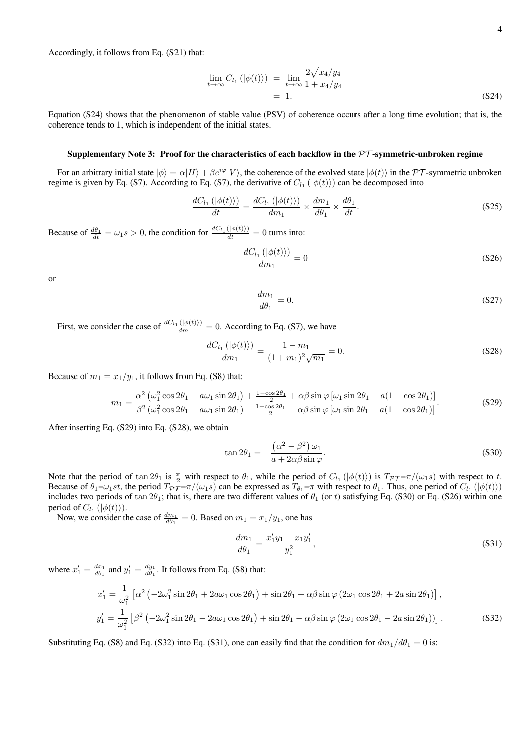Accordingly, it follows from Eq. (S21) that:

$$
\begin{aligned}
\lim_{t\to\infty} C_{l_1}(|\phi(t)\rangle) &= \lim_{t\to\infty} \frac{2\sqrt{x_4/y_4}}{1+x_4/y_4} \\
&= 1.
\end{aligned} \tag{S24}
$$

Equation (S24) shows that the phenomenon of stable value (PSV) of coherence occurs after a long time evolution; that is, the coherence tends to 1, which is independent of the initial states.

### Supplementary Note 3: Proof for the characteristics of each backflow in the $\mathcal{PT}$-symmetric-unbroken regime

For an arbitrary initial state $|\phi\rangle = \alpha|H\rangle + \beta e^{i\varphi}|V\rangle$, the coherence of the evolved state $|\phi(t)\rangle$ in the $\mathcal{PT}$-symmetric unbroken regime is given by Eq. (S7). According to Eq. (S7), the derivative of $C_{l_1}(|\phi(t)\rangle)$ can be decomposed into

$$
\frac{dC_{l_1}(|\phi(t)\rangle)}{dt} = \frac{dC_{l_1}(|\phi(t)\rangle)}{dm_1} \times \frac{dm_1}{d\theta_1} \times \frac{d\theta_1}{dt}. \tag{S25}
$$

Because of $\frac{d\theta_1}{dt} = \omega_1 s > 0$, the condition for $\frac{dC_{l_1}(|\phi(t)\rangle)}{dt} = 0$ turns into:

$$
\frac{dC_{l_1}(|\phi(t)\rangle)}{dm_1} = 0 \tag{S26}
$$

or

$$
\frac{dm_1}{d\theta_1} = 0. \tag{S27}
$$

First, we consider the case of $\frac{dC_{l_1}(|\phi(t)\rangle)}{dm} = 0$. According to Eq. (S7), we have

$$
\frac{dC_{l_1}(|\phi(t)\rangle)}{dm_1} = \frac{1-m_1}{(1+m_1)^2\sqrt{m_1}} = 0. \tag{S28}
$$

Because of $m_1 = x_1/y_1$, it follows from Eq. (S8) that:

$$
m_1 = \frac{\alpha^2\left(\omega_1^2\cos 2\theta_1 + a\omega_1 \sin 2\theta_1\right) + \frac{1-\cos 2\theta_1}{2} + \alpha\beta\sin\varphi\left[\omega_1\sin 2\theta_1 + a(1-\cos 2\theta_1)\right]}{\beta^2\left(\omega_1^2\cos 2\theta_1 - a\omega_1 \sin 2\theta_1\right) + \frac{1-\cos 2\theta_1}{2} - \alpha\beta\sin\varphi\left[\omega_1\sin 2\theta_1 - a(1-\cos 2\theta_1)\right]}. \tag{S29}
$$

After inserting Eq. (S29) into Eq. (S28), we obtain

$$
\tan 2\theta_1 = -\frac{\left(\alpha^2-\beta^2\right)\omega_1}{a + 2\alpha\beta\sin\varphi}. \tag{S30}
$$

Note that the period of $\tan 2\theta_1$ is $\frac{\pi}{2}$ with respect to $\theta_1$, while the period of $C_{l_1}(|\phi(t)\rangle)$ is $T_{\mathcal{PT}}=\pi/(\omega_1 s)$ with respect to $t$. Because of $\theta_1=\omega_1 st$, the period $T_{\mathcal{PT}}=\pi/(\omega_1 s)$ can be expressed as $T_{\theta_1}=\pi$ with respect to $\theta_1$. Thus, one period of $C_{l_1}(|\phi(t)\rangle)$ includes two periods of $\tan 2\theta_1$; that is, there are two different values of $\theta_1$ (or $t$) satisfying Eq. (S30) or Eq. (S26) within one period of $C_{l_1}(|\phi(t)\rangle)$.

Now, we consider the case of $\frac{dm_1}{d\theta_1} = 0$. Based on $m_1 = x_1/y_1$, one has

$$
\frac{dm_1}{d\theta_1} = \frac{x_1' y_1 - x_1 y_1'}{y_1^2}, \tag{S31}
$$

where $x_1' = \frac{dx_1}{d\theta_1}$ and $y_1' = \frac{dy_1}{d\theta_1}$. It follows from Eq. (S8) that:

$$
\begin{aligned}
x_1' &= \frac{1}{\omega_1^2}\left[\alpha^2\left(-2\omega_1^2\sin 2\theta_1 + 2a\omega_1\cos 2\theta_1\right) + \sin 2\theta_1 + \alpha\beta\sin\varphi\left(2\omega_1\cos 2\theta_1 + 2a\sin 2\theta_1\right)\right], \\
y_1' &= \frac{1}{\omega_1^2}\left[\beta^2\left(-2\omega_1^2\sin 2\theta_1 - 2a\omega_1\cos 2\theta_1\right) + \sin 2\theta_1 - \alpha\beta\sin\varphi\left(2\omega_1\cos 2\theta_1 - 2a\sin 2\theta_1)\right)\right].
\end{aligned} \tag{S32}
$$

Substituting Eq. (S8) and Eq. (S32) into Eq. (S31), one can easily find that the condition for $dm_1/d\theta_1 = 0$ is: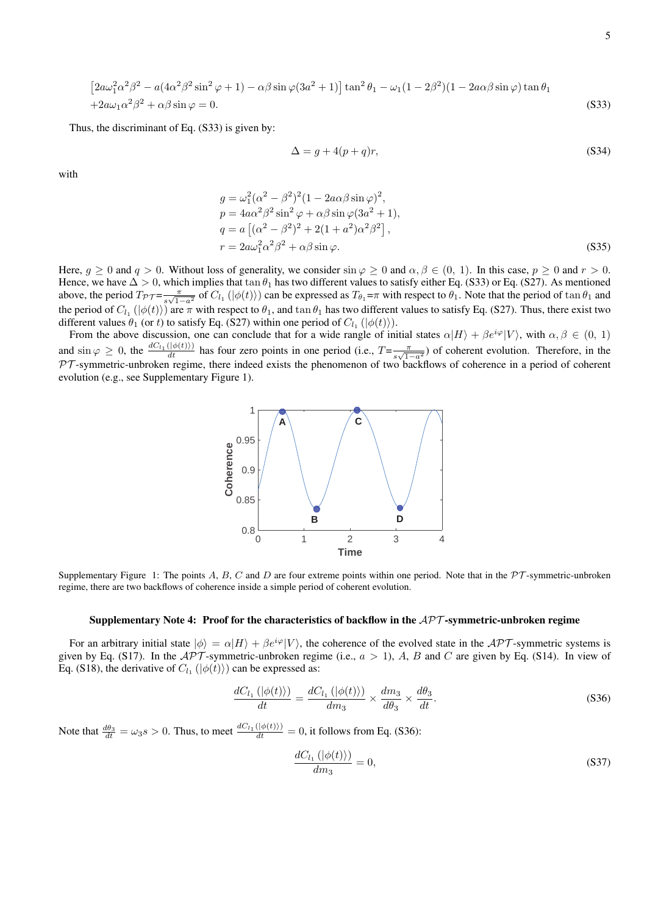$$
\left[2a\omega_1^2\alpha^2\beta^2 - a(4\alpha^2\beta^2\sin^2\varphi + 1) - \alpha\beta\sin\varphi(3a^2+1)\right]\tan^2\theta_1 - \omega_1(1-2\beta^2)(1-2a\alpha\beta\sin\varphi)\tan\theta_1
$$
$$
+2a\omega_1\alpha^2\beta^2 + \alpha\beta\sin\varphi = 0. \tag{S33}
$$

Thus, the discriminant of Eq. (S33) is given by:

$$
\Delta = g + 4(p+q)r, \tag{S34}
$$

with

$$
\begin{aligned}
g &= \omega_1^2(\alpha^2-\beta^2)^2(1-2a\alpha\beta\sin\varphi)^2,\\
p &= 4a\alpha^2\beta^2\sin^2\varphi + \alpha\beta\sin\varphi(3a^2+1),\\
q &= a\left[(\alpha^2-\beta^2)^2 + 2(1+a^2)\alpha^2\beta^2\right],\\
r &= 2a\omega_1^2\alpha^2\beta^2 + \alpha\beta\sin\varphi.
\end{aligned} \tag{S35}
$$

Here, $g \geq 0$ and $q > 0$. Without loss of generality, we consider $\sin\varphi \geq 0$ and $\alpha, \beta \in (0,\ 1)$. In this case, $p \geq 0$ and $r > 0$. Hence, we have $\Delta > 0$, which implies that $\tan\theta_1$ has two different values to satisfy either Eq. (S33) or Eq. (S27). As mentioned above, the period $T_{\mathcal{PT}}$=$\frac{\pi}{s\sqrt{1-a^2}}$ of $C_{l_1}(|\phi(t)\rangle)$ can be expressed as $T_{\theta_1}$=$\pi$ with respect to $\theta_1$. Note that the period of $\tan\theta_1$ and the period of $C_{l_1}(|\phi(t)\rangle)$ are $\pi$ with respect to $\theta_1$, and $\tan\theta_1$ has two different values to satisfy Eq. (S27). Thus, there exist two different values $\theta_1$ (or $t$) to satisfy Eq. (S27) within one period of $C_{l_1}(|\phi(t)\rangle)$.

From the above discussion, one can conclude that for a wide rangle of initial states $\alpha|H\rangle + \beta e^{i\varphi}|V\rangle$, with $\alpha, \beta \in (0,\ 1)$ and $\sin\varphi \geq 0$, the $\frac{dC_{l_1}(|\phi(t)\rangle)}{dt}$ has four zero points in one period (i.e., $T$=$\frac{\pi}{s\sqrt{1-a^2}}$) of coherent evolution. Therefore, in the $\mathcal{PT}$-symmetric-unbroken regime, there indeed exists the phenomenon of two backflows of coherence in a period of coherent evolution (e.g., see Supplementary Figure 1).

Supplementary Figure 1: The points $A$, $B$, $C$ and $D$ are four extreme points within one period. Note that in the $\mathcal{PT}$-symmetric-unbroken regime, there are two backflows of coherence inside a simple period of coherent evolution.

### Supplementary Note 4: Proof for the characteristics of backflow in the $\mathcal{APT}$-symmetric-unbroken regime

For an arbitrary initial state $|\phi\rangle = \alpha|H\rangle + \beta e^{i\varphi}|V\rangle$, the coherence of the evolved state in the $\mathcal{APT}$-symmetric systems is given by Eq. (S17). In the $\mathcal{APT}$-symmetric-unbroken regime (i.e., $a > 1$), $A$, $B$ and $C$ are given by Eq. (S14). In view of Eq. (S18), the derivative of $C_{l_1}(|\phi(t)\rangle)$ can be expressed as:

$$
\frac{dC_{l_1}(|\phi(t)\rangle)}{dt} = \frac{dC_{l_1}(|\phi(t)\rangle)}{dm_3} \times \frac{dm_3}{d\theta_3} \times \frac{d\theta_3}{dt}. \tag{S36}
$$

Note that $\frac{d\theta_3}{dt} = \omega_3 s > 0$. Thus, to meet $\frac{dC_{l_1}(|\phi(t)\rangle)}{dt} = 0$, it follows from Eq. (S36):

$$
\frac{dC_{l_1}(|\phi(t)\rangle)}{dm_3} = 0, \tag{S37}
$$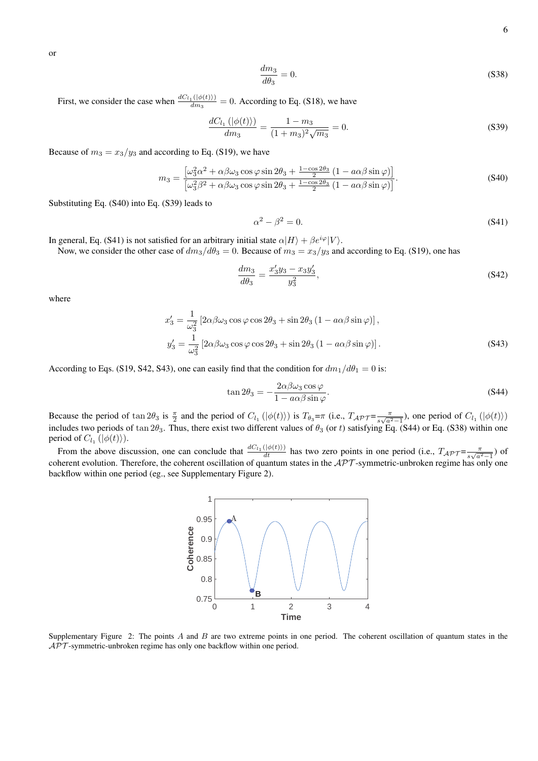or

$$\frac{dm_3}{d\theta_3} = 0. \tag{S38}$$

First, we consider the case when $\frac{dC_{l_1}(|\phi(t)\rangle)}{dm_3} = 0$. According to Eq. (S18), we have

$$\frac{dC_{l_1}(|\phi(t)\rangle)}{dm_3} = \frac{1-m_3}{(1+m_3)^2\sqrt{m_3}} = 0. \tag{S39}$$

Because of $m_3 = x_3/y_3$ and according to Eq. (S19), we have

$$m_3 = \frac{\left[\omega_3^2\alpha^2 + \alpha\beta\omega_3\cos\varphi\sin 2\theta_3 + \frac{1-\cos 2\theta_3}{2}\left(1 - a\alpha\beta\sin\varphi\right)\right]}{\left[\omega_3^2\beta^2 + \alpha\beta\omega_3\cos\varphi\sin 2\theta_3 + \frac{1-\cos 2\theta_3}{2}\left(1 - a\alpha\beta\sin\varphi\right)\right]}. \tag{S40}$$

Substituting Eq. (S40) into Eq. (S39) leads to

$$\alpha^2 - \beta^2 = 0. \tag{S41}$$

In general, Eq. (S41) is not satisfied for an arbitrary initial state $\alpha|H\rangle + \beta e^{i\varphi}|V\rangle$.

Now, we consider the other case of $dm_3/d\theta_3 = 0$. Because of $m_3 = x_3/y_3$ and according to Eq. (S19), one has

$$\frac{dm_3}{d\theta_3} = \frac{x_3' y_3 - x_3 y_3'}{y_3^2}, \tag{S42}$$

where

$$\begin{aligned} x_3' &= \frac{1}{\omega_3^2}\left[2\alpha\beta\omega_3\cos\varphi\cos 2\theta_3 + \sin 2\theta_3\left(1 - a\alpha\beta\sin\varphi\right)\right], \\ y_3' &= \frac{1}{\omega_3^2}\left[2\alpha\beta\omega_3\cos\varphi\cos 2\theta_3 + \sin 2\theta_3\left(1 - a\alpha\beta\sin\varphi\right)\right]. \end{aligned} \tag{S43}$$

According to Eqs. (S19, S42, S43), one can easily find that the condition for $dm_1/d\theta_1 = 0$ is:

$$\tan 2\theta_3 = -\frac{2\alpha\beta\omega_3\cos\varphi}{1 - a\alpha\beta\sin\varphi}. \tag{S44}$$

Because the period of $\tan 2\theta_3$ is $\frac{\pi}{2}$ and the period of $C_{l_1}(|\phi(t)\rangle)$ is $T_{\theta_3}=\pi$ (i.e., $T_{\mathcal{APT}}=\frac{\pi}{s\sqrt{a^2-1}}$), one period of $C_{l_1}(|\phi(t)\rangle)$ includes two periods of $\tan 2\theta_3$. Thus, there exist two different values of $\theta_3$ (or $t$) satisfying Eq. (S44) or Eq. (S38) within one period of $C_{l_1}(|\phi(t)\rangle)$.

From the above discussion, one can conclude that $\frac{dC_{l_1}(|\phi(t)\rangle)}{dt}$ has two zero points in one period (i.e., $T_{\mathcal{APT}}=\frac{\pi}{s\sqrt{a^2-1}}$) of coherent evolution. Therefore, the coherent oscillation of quantum states in the $\mathcal{APT}$-symmetric-unbroken regime has only one backflow within one period (eg., see Supplementary Figure 2).

Coherence
Time
A
B
1
0.95
0.9
0.85
0.8
0.75
0
1
2
3
4

Supplementary Figure 2: The points $A$ and $B$ are two extreme points in one period. The coherent oscillation of quantum states in the $\mathcal{APT}$-symmetric-unbroken regime has only one backflow within one period.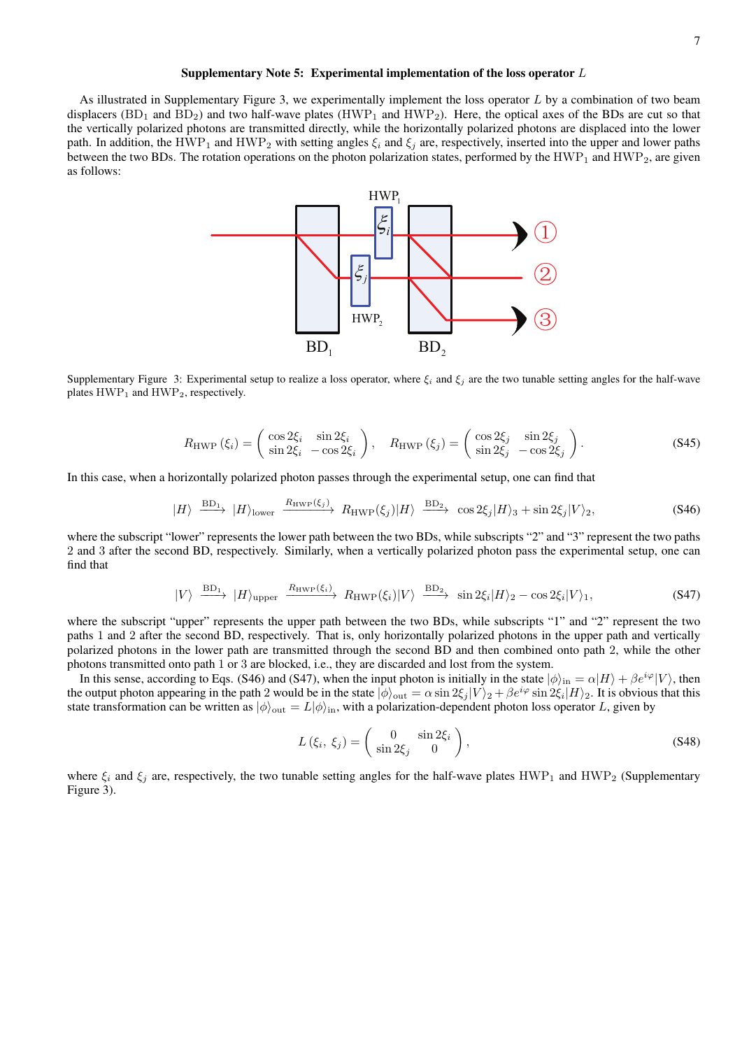### Supplementary Note 5: Experimental implementation of the loss operator $L$

As illustrated in Supplementary Figure 3, we experimentally implement the loss operator $L$ by a combination of two beam displacers ($\mathrm{BD}_1$ and $\mathrm{BD}_2$) and two half-wave plates ($\mathrm{HWP}_1$ and $\mathrm{HWP}_2$). Here, the optical axes of the BDs are cut so that the vertically polarized photons are transmitted directly, while the horizontally polarized photons are displaced into the lower path. In addition, the $\mathrm{HWP}_1$ and $\mathrm{HWP}_2$ with setting angles $\xi_i$ and $\xi_j$ are, respectively, inserted into the upper and lower paths between the two BDs. The rotation operations on the photon polarization states, performed by the $\mathrm{HWP}_1$ and $\mathrm{HWP}_2$, are given as follows:

HWP$_1$

$\xi_i$

$\xi_j$

HWP$_2$

BD$_1$

BD$_2$

①

②

③

Supplementary Figure 3: Experimental setup to realize a loss operator, where $\xi_i$ and $\xi_j$ are the two tunable setting angles for the half-wave plates $\mathrm{HWP}_1$ and $\mathrm{HWP}_2$, respectively.

$$R_{\mathrm{HWP}}\left(\xi_i\right)=\begin{pmatrix}\cos 2\xi_i & \sin 2\xi_i\\ \sin 2\xi_i & -\cos 2\xi_i\end{pmatrix},\quad R_{\mathrm{HWP}}\left(\xi_j\right)=\begin{pmatrix}\cos 2\xi_j & \sin 2\xi_j\\ \sin 2\xi_j & -\cos 2\xi_j\end{pmatrix}. \tag{S45}$$

In this case, when a horizontally polarized photon passes through the experimental setup, one can find that

$$|H\rangle \xrightarrow{\mathrm{BD}_1} |H\rangle_{\mathrm{lower}} \xrightarrow{R_{\mathrm{HWP}}(\xi_j)} R_{\mathrm{HWP}}(\xi_j)|H\rangle \xrightarrow{\mathrm{BD}_2} \cos 2\xi_j|H\rangle_3+\sin 2\xi_j|V\rangle_2, \tag{S46}$$

where the subscript "lower" represents the lower path between the two BDs, while subscripts "2" and "3" represent the two paths 2 and 3 after the second BD, respectively. Similarly, when a vertically polarized photon pass the experimental setup, one can find that

$$|V\rangle \xrightarrow{\mathrm{BD}_1} |H\rangle_{\mathrm{upper}} \xrightarrow{R_{\mathrm{HWP}}(\xi_i)} R_{\mathrm{HWP}}(\xi_i)|V\rangle \xrightarrow{\mathrm{BD}_2} \sin 2\xi_i|H\rangle_2-\cos 2\xi_i|V\rangle_1, \tag{S47}$$

where the subscript "upper" represents the upper path between the two BDs, while subscripts "1" and "2" represent the two paths 1 and 2 after the second BD, respectively. That is, only horizontally polarized photons in the upper path and vertically polarized photons in the lower path are transmitted through the second BD and then combined onto path 2, while the other photons transmitted onto path 1 or 3 are blocked, i.e., they are discarded and lost from the system.

In this sense, according to Eqs. (S46) and (S47), when the input photon is initially in the state $|\phi\rangle_{\mathrm{in}}=\alpha|H\rangle+\beta e^{i\varphi}|V\rangle$, then the output photon appearing in the path 2 would be in the state $|\phi\rangle_{\mathrm{out}}=\alpha\sin 2\xi_j|V\rangle_2+\beta e^{i\varphi}\sin 2\xi_i|H\rangle_2$. It is obvious that this state transformation can be written as $|\phi\rangle_{\mathrm{out}}=L|\phi\rangle_{\mathrm{in}}$, with a polarization-dependent photon loss operator $L$, given by

$$L\left(\xi_i,\,\xi_j\right)=\begin{pmatrix}0 & \sin 2\xi_i\\ \sin 2\xi_j & 0\end{pmatrix}, \tag{S48}$$

where $\xi_i$ and $\xi_j$ are, respectively, the two tunable setting angles for the half-wave plates $\mathrm{HWP}_1$ and $\mathrm{HWP}_2$ (Supplementary Figure 3).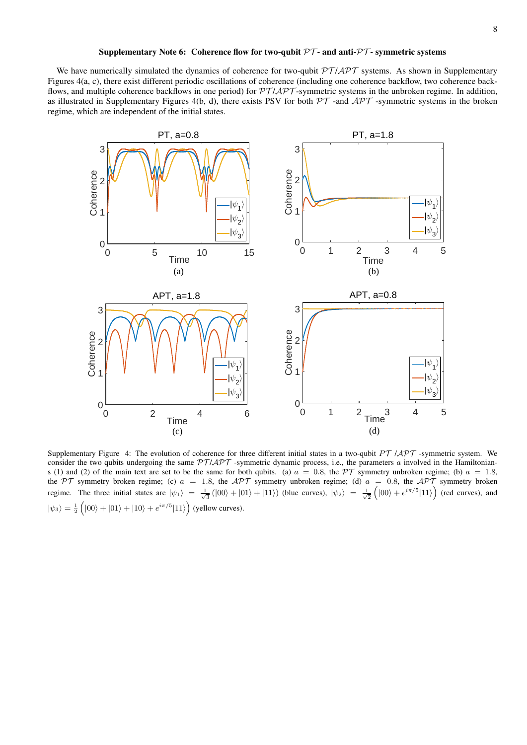### Supplementary Note 6: Coherence flow for two-qubit $\mathcal{PT}$- and anti-$\mathcal{PT}$- symmetric systems

We have numerically simulated the dynamics of coherence for two-qubit $\mathcal{PT}/\mathcal{APT}$ systems. As shown in Supplementary Figures 4(a, c), there exist different periodic oscillations of coherence (including one coherence backflow, two coherence backflows, and multiple coherence backflows in one period) for $\mathcal{PT}/\mathcal{APT}$-symmetric systems in the unbroken regime. In addition, as illustrated in Supplementary Figures 4(b, d), there exists PSV for both $\mathcal{PT}$ -and $\mathcal{APT}$ -symmetric systems in the broken regime, which are independent of the initial states.

PT, a=0.8
Coherence
Time
(a)

PT, a=1.8
Coherence
Time
(b)

APT, a=1.8
Coherence
Time
(c)

APT, a=0.8
Coherence
Time
(d)

$|\psi_1\rangle$
$|\psi_2\rangle$
$|\psi_3\rangle$

Supplementary Figure 4: The evolution of coherence for three different initial states in a two-qubit $\mathcal{PT}$ /$\mathcal{APT}$ -symmetric system. We consider the two qubits undergoing the same $\mathcal{PT}/\mathcal{APT}$ -symmetric dynamic process, i.e., the parameters $a$ involved in the Hamiltonians (1) and (2) of the main text are set to be the same for both qubits. (a) $a = 0.8$, the $\mathcal{PT}$ symmetry unbroken regime; (b) $a = 1.8$, the $\mathcal{PT}$ symmetry broken regime; (c) $a = 1.8$, the $\mathcal{APT}$ symmetry unbroken regime; (d) $a = 0.8$, the $\mathcal{APT}$ symmetry broken regime. The three initial states are $|\psi_1\rangle = \frac{1}{\sqrt{3}}(|00\rangle + |01\rangle + |11\rangle)$ (blue curves), $|\psi_2\rangle = \frac{1}{\sqrt{2}}\left(|00\rangle + e^{i\pi/5}|11\rangle\right)$ (red curves), and $|\psi_3\rangle = \frac{1}{2}\left(|00\rangle + |01\rangle + |10\rangle + e^{i\pi/5}|11\rangle\right)$ (yellow curves).